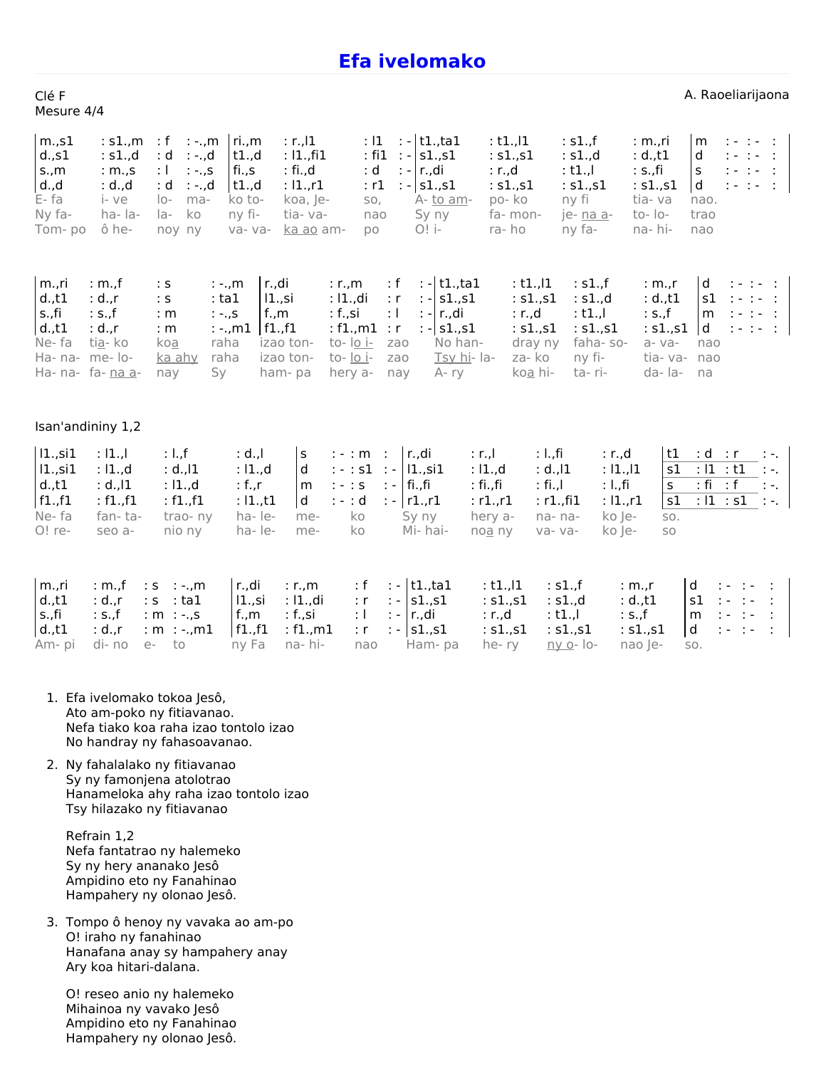# Efa ivelomako

Clé F
Mesure 4/4

A. Raoeliarijaona

| m.,s1 | : s1.,m | : f | : -.,m | ri.,m | : r.,l1 | : l1 | : - | t1.,ta1 | : t1.,l1 | : s1.,f | : m.,ri | m | : - : - : |
|---|---|---|---|---|---|---|---|---|---|---|---|---|---|
| d.,s1 | : s1.,d | : d | : -.,d | t1.,d | : l1.,fi1 | : fi1 | : - | s1.,s1 | : s1.,s1 | : s1.,d | : d.,t1 | d | : - : - : |
| s.,m | : m.,s | : l | : -.,s | fi.,s | : fi.,d | : d | : - | r.,di | : r.,d | : t1.,l | : s.,fi | s | : - : - : |
| d.,d | : d.,d | : d | : -.,d | t1.,d | : l1.,r1 | : r1 | : - | s1.,s1 | : s1.,s1 | : s1.,s1 | : s1.,s1 | d | : - : - : |
| E- fa | i- ve | lo- | ma- | ko to- | koa, Je- | so, | | A- to am- | po- ko | ny fi | tia- va | nao. | |
| Ny fa- | ha- la- | la- | ko | ny fi- | tia- va- | nao | | Sy ny | fa- mon- | je- na a- | to- lo- | trao | |
| Tom- po | ô he- | noy | ny | va- va- | ka ao am- | po | | O! i- | ra- ho | ny fa- | na- hi- | nao | |

| m.,ri | : m.,f | : s | : -.,m | r.,di | : r.,m | : f | : - | t1.,ta1 | : t1.,l1 | : s1.,f | : m.,r | d | : - : - : |
|---|---|---|---|---|---|---|---|---|---|---|---|---|---|
| d.,t1 | : d.,r | : s | : ta1 | l1.,si | : l1.,di | : r | : - | s1.,s1 | : s1.,s1 | : s1.,d | : d.,t1 | s1 | : - : - : |
| s.,fi | : s.,f | : m | : -.,s | f.,m | : f.,si | : l | : - | r.,di | : r.,d | : t1.,l | : s.,f | m | : - : - : |
| d.,t1 | : d.,r | : m | : -.,m1 | f1.,f1 | : f1.,m1 | : r | : - | s1.,s1 | : s1.,s1 | : s1.,s1 | : s1.,s1 | d | : - : - : |
| Ne- fa | tia- ko | koa | raha | izao ton- | to- lo i- | zao | | No han- | dray ny | faha- so- | a- va- | nao | |
| Ha- na- | me- lo- | ka ahy | raha | izao ton- | to- lo i- | zao | | Tsy hi- la- | za- ko | ny fi- | tia- va- | nao | |
| Ha- na- | fa- na a- | nay | Sy | ham- pa | hery a- | nay | | A- ry | koa hi- | ta- ri- | da- la- | na | |

Isan'andininy 1,2

| l1.,si1 | : l1.,l | : l.,f | : d.,l | s | : - : m : | r.,di | : r.,l | : l.,fi | : r.,d | t1 | : d | : r | : -. |
|---|---|---|---|---|---|---|---|---|---|---|---|---|---|
| l1.,si1 | : l1.,d | : d.,l1 | : l1.,d | d | : - : s1 : - | l1.,si1 | : l1.,d | : d.,l1 | : l1.,l1 | s1 | : l1 | : t1 | : -. |
| d.,l1 | : d.,l1 | : l1.,d | : f.,r | m | : - : s : - | fi.,fi | : fi.,fi | : fi.,l | : l.,fi | s | : fi | : f | : -. |
| f1.,f1 | : f1.,f1 | : f1.,f1 | : l1.,t1 | d | : - : d : - | r1.,r1 | : r1.,r1 | : r1.,fi1 | : l1.,r1 | s1 | : l1 | : s1 | : -. |
| Ne- fa | fan- ta- | trao- ny | ha- le- | me- | ko | Sy ny | hery a- | na- na- | ko Je- | so. | | | |
| O! re- | seo a- | nio ny | ha- le- | me- | ko | Mi- hai- | noa ny | va- va- | ko Je- | so | | | |

| m.,ri | : m.,f | : s | : -.,m | r.,di | : r.,m | : f | : - | t1.,ta1 | : t1.,l1 | : s1.,f | : m.,r | d | : - : - : |
|---|---|---|---|---|---|---|---|---|---|---|---|---|---|
| d.,t1 | : d.,r | : s | : ta1 | l1.,si | : l1.,di | : r | : - | s1.,s1 | : s1.,s1 | : s1.,d | : d.,t1 | s1 | : - : - : |
| s.,fi | : s.,f | : m | : -.,s | f.,m | : f.,si | : l | : - | r.,di | : r.,d | : t1.,l | : s.,f | m | : - : - : |
| d.,t1 | : d.,r | : m | : -.,m1 | f1.,f1 | : f1.,m1 | : r | : - | s1.,s1 | : s1.,s1 | : s1.,s1 | : s1.,s1 | d | : - : - : |
| Am- pi | di- no | e- | to | ny Fa | na- hi- | nao | | Ham- pa | he- ry | ny o- lo- | nao Je- | so. | |

1. Efa ivelomako tokoa Jesô,
   Ato am-poko ny fitiavanao.
   Nefa tiako koa raha izao tontolo izao
   No handray ny fahasoavanao.

2. Ny fahalalako ny fitiavanao
   Sy ny famonjena atolotrao
   Hanameloka ahy raha izao tontolo izao
   Tsy hilazako ny fitiavanao

   Refrain 1,2
   Nefa fantatrao ny halemeko
   Sy ny hery ananako Jesô
   Ampidino eto ny Fanahinao
   Hampahery ny olonao Jesô.

3. Tompo ô henoy ny vavaka ao am-po
   O! iraho ny fanahinao
   Hanafana anay sy hampahery anay
   Ary koa hitari-dalana.

   O! reseo anio ny halemeko
   Mihainoa ny vavako Jesô
   Ampidino eto ny Fanahinao
   Hampahery ny olonao Jesô.